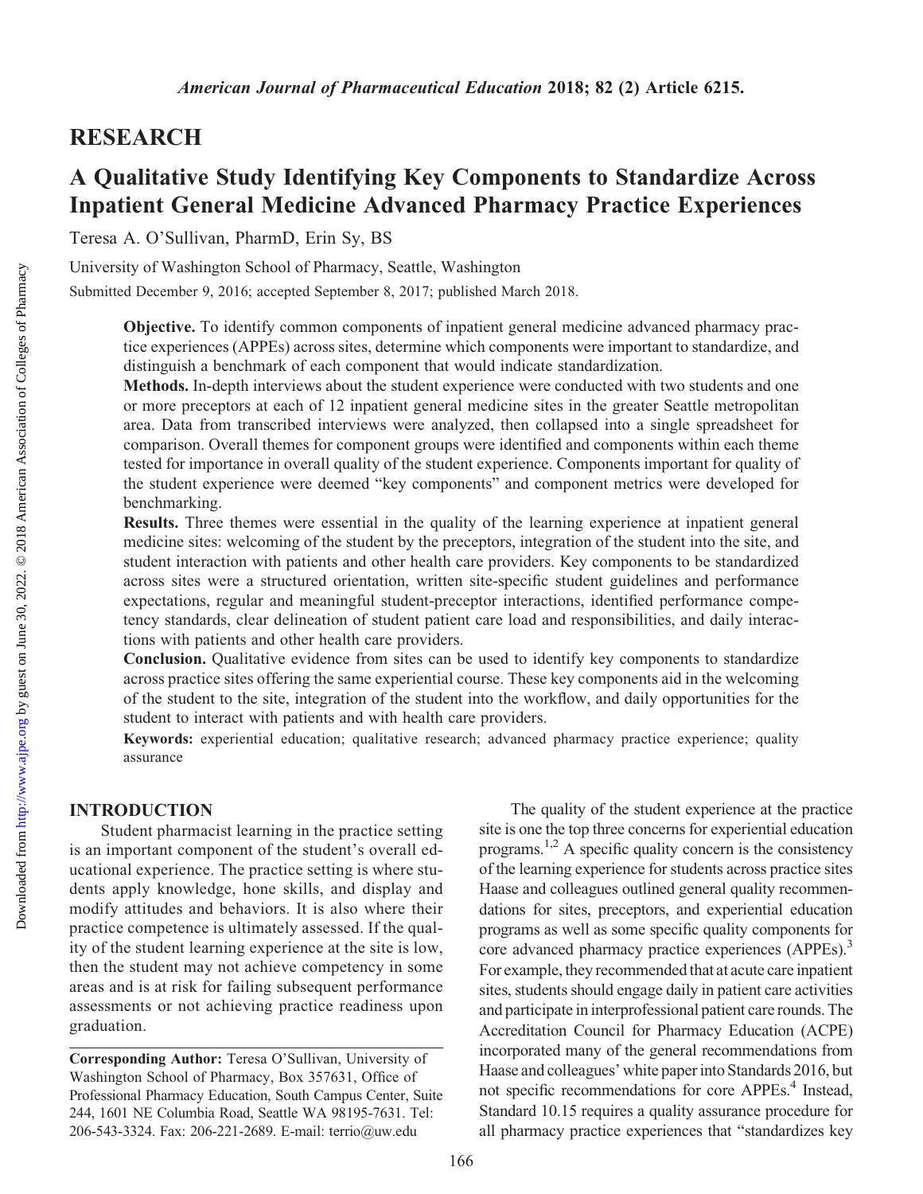# RESEARCH

## A Qualitative Study Identifying Key Components to Standardize Across Inpatient General Medicine Advanced Pharmacy Practice Experiences

Teresa A. O'Sullivan, PharmD, Erin Sy, BS

University of Washington School of Pharmacy, Seattle, Washington

Submitted December 9, 2016; accepted September 8, 2017; published March 2018.

**Objective.** To identify common components of inpatient general medicine advanced pharmacy practice experiences (APPEs) across sites, determine which components were important to standardize, and distinguish a benchmark of each component that would indicate standardization.

**Methods.** In-depth interviews about the student experience were conducted with two students and one or more preceptors at each of 12 inpatient general medicine sites in the greater Seattle metropolitan area. Data from transcribed interviews were analyzed, then collapsed into a single spreadsheet for comparison. Overall themes for component groups were identified and components within each theme tested for importance in overall quality of the student experience. Components important for quality of the student experience were deemed "key components" and component metrics were developed for benchmarking.

**Results.** Three themes were essential in the quality of the learning experience at inpatient general medicine sites: welcoming of the student by the preceptors, integration of the student into the site, and student interaction with patients and other health care providers. Key components to be standardized across sites were a structured orientation, written site-specific student guidelines and performance expectations, regular and meaningful student-preceptor interactions, identified performance competency standards, clear delineation of student patient care load and responsibilities, and daily interactions with patients and other health care providers.

**Conclusion.** Qualitative evidence from sites can be used to identify key components to standardize across practice sites offering the same experiential course. These key components aid in the welcoming of the student to the site, integration of the student into the workflow, and daily opportunities for the student to interact with patients and with health care providers.

**Keywords:** experiential education; qualitative research; advanced pharmacy practice experience; quality assurance

## INTRODUCTION

Student pharmacist learning in the practice setting is an important component of the student's overall educational experience. The practice setting is where students apply knowledge, hone skills, and display and modify attitudes and behaviors. It is also where their practice competence is ultimately assessed. If the quality of the student learning experience at the site is low, then the student may not achieve competency in some areas and is at risk for failing subsequent performance assessments or not achieving practice readiness upon graduation.

The quality of the student experience at the practice site is one the top three concerns for experiential education programs.[1,2] A specific quality concern is the consistency of the learning experience for students across practice sites Haase and colleagues outlined general quality recommendations for sites, preceptors, and experiential education programs as well as some specific quality components for core advanced pharmacy practice experiences (APPEs).[3] For example, they recommended that at acute care inpatient sites, students should engage daily in patient care activities and participate in interprofessional patient care rounds. The Accreditation Council for Pharmacy Education (ACPE) incorporated many of the general recommendations from Haase and colleagues' white paper into Standards 2016, but not specific recommendations for core APPEs.[4] Instead, Standard 10.15 requires a quality assurance procedure for all pharmacy practice experiences that "standardizes key

**Corresponding Author:** Teresa O'Sullivan, University of Washington School of Pharmacy, Box 357631, Office of Professional Pharmacy Education, South Campus Center, Suite 244, 1601 NE Columbia Road, Seattle WA 98195-7631. Tel: 206-543-3324. Fax: 206-221-2689. E-mail: terrio@uw.edu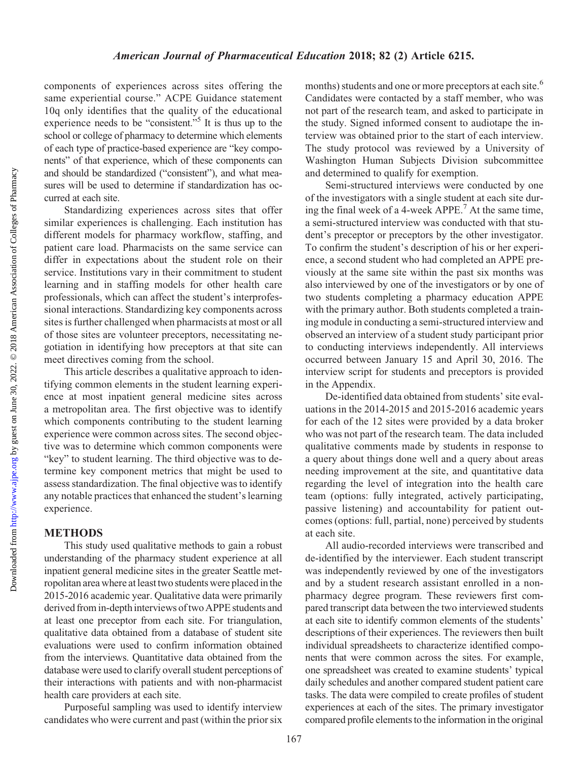components of experiences across sites offering the same experiential course." ACPE Guidance statement 10q only identifies that the quality of the educational experience needs to be "consistent."[5] It is thus up to the school or college of pharmacy to determine which elements of each type of practice-based experience are "key components" of that experience, which of these components can and should be standardized ("consistent"), and what measures will be used to determine if standardization has occurred at each site.

Standardizing experiences across sites that offer similar experiences is challenging. Each institution has different models for pharmacy workflow, staffing, and patient care load. Pharmacists on the same service can differ in expectations about the student role on their service. Institutions vary in their commitment to student learning and in staffing models for other health care professionals, which can affect the student's interprofessional interactions. Standardizing key components across sites is further challenged when pharmacists at most or all of those sites are volunteer preceptors, necessitating negotiation in identifying how preceptors at that site can meet directives coming from the school.

This article describes a qualitative approach to identifying common elements in the student learning experience at most inpatient general medicine sites across a metropolitan area. The first objective was to identify which components contributing to the student learning experience were common across sites. The second objective was to determine which common components were "key" to student learning. The third objective was to determine key component metrics that might be used to assess standardization. The final objective was to identify any notable practices that enhanced the student's learning experience.

## METHODS

This study used qualitative methods to gain a robust understanding of the pharmacy student experience at all inpatient general medicine sites in the greater Seattle metropolitan area where at least two students were placed in the 2015-2016 academic year. Qualitative data were primarily derived from in-depth interviews of two APPE students and at least one preceptor from each site. For triangulation, qualitative data obtained from a database of student site evaluations were used to confirm information obtained from the interviews. Quantitative data obtained from the database were used to clarify overall student perceptions of their interactions with patients and with non-pharmacist health care providers at each site.

Purposeful sampling was used to identify interview candidates who were current and past (within the prior six months) students and one or more preceptors at each site.[6] Candidates were contacted by a staff member, who was not part of the research team, and asked to participate in the study. Signed informed consent to audiotape the interview was obtained prior to the start of each interview. The study protocol was reviewed by a University of Washington Human Subjects Division subcommittee and determined to qualify for exemption.

Semi-structured interviews were conducted by one of the investigators with a single student at each site during the final week of a 4-week APPE.[7] At the same time, a semi-structured interview was conducted with that student's preceptor or preceptors by the other investigator. To confirm the student's description of his or her experience, a second student who had completed an APPE previously at the same site within the past six months was also interviewed by one of the investigators or by one of two students completing a pharmacy education APPE with the primary author. Both students completed a training module in conducting a semi-structured interview and observed an interview of a student study participant prior to conducting interviews independently. All interviews occurred between January 15 and April 30, 2016. The interview script for students and preceptors is provided in the Appendix.

De-identified data obtained from students' site evaluations in the 2014-2015 and 2015-2016 academic years for each of the 12 sites were provided by a data broker who was not part of the research team. The data included qualitative comments made by students in response to a query about things done well and a query about areas needing improvement at the site, and quantitative data regarding the level of integration into the health care team (options: fully integrated, actively participating, passive listening) and accountability for patient outcomes (options: full, partial, none) perceived by students at each site.

All audio-recorded interviews were transcribed and de-identified by the interviewer. Each student transcript was independently reviewed by one of the investigators and by a student research assistant enrolled in a non-pharmacy degree program. These reviewers first compared transcript data between the two interviewed students at each site to identify common elements of the students' descriptions of their experiences. The reviewers then built individual spreadsheets to characterize identified components that were common across the sites. For example, one spreadsheet was created to examine students' typical daily schedules and another compared student patient care tasks. The data were compiled to create profiles of student experiences at each of the sites. The primary investigator compared profile elements to the information in the original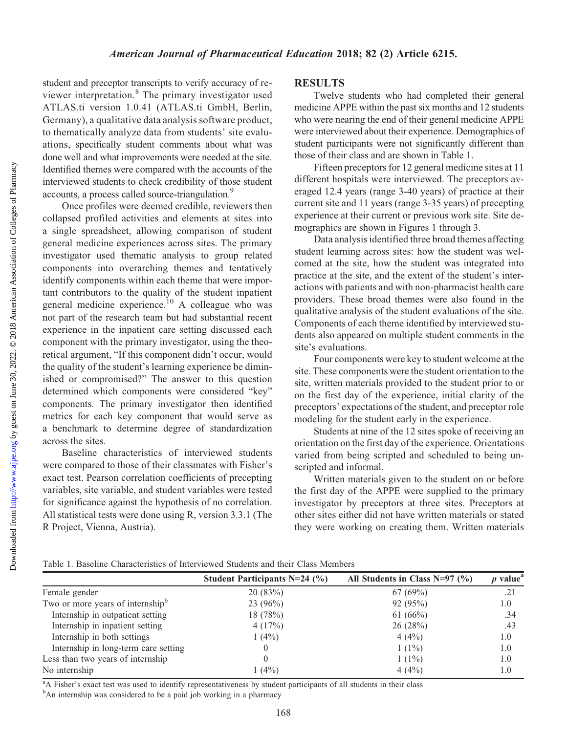student and preceptor transcripts to verify accuracy of reviewer interpretation.[8] The primary investigator used ATLAS.ti version 1.0.41 (ATLAS.ti GmbH, Berlin, Germany), a qualitative data analysis software product, to thematically analyze data from students' site evaluations, specifically student comments about what was done well and what improvements were needed at the site. Identified themes were compared with the accounts of the interviewed students to check credibility of those student accounts, a process called source-triangulation.[9]

Once profiles were deemed credible, reviewers then collapsed profiled activities and elements at sites into a single spreadsheet, allowing comparison of student general medicine experiences across sites. The primary investigator used thematic analysis to group related components into overarching themes and tentatively identify components within each theme that were important contributors to the quality of the student inpatient general medicine experience.[10] A colleague who was not part of the research team but had substantial recent experience in the inpatient care setting discussed each component with the primary investigator, using the theoretical argument, "If this component didn't occur, would the quality of the student's learning experience be diminished or compromised?" The answer to this question determined which components were considered "key" components. The primary investigator then identified metrics for each key component that would serve as a benchmark to determine degree of standardization across the sites.

Baseline characteristics of interviewed students were compared to those of their classmates with Fisher's exact test. Pearson correlation coefficients of precepting variables, site variable, and student variables were tested for significance against the hypothesis of no correlation. All statistical tests were done using R, version 3.3.1 (The R Project, Vienna, Austria).

## RESULTS

Twelve students who had completed their general medicine APPE within the past six months and 12 students who were nearing the end of their general medicine APPE were interviewed about their experience. Demographics of student participants were not significantly different than those of their class and are shown in Table 1.

Fifteen preceptors for 12 general medicine sites at 11 different hospitals were interviewed. The preceptors averaged 12.4 years (range 3-40 years) of practice at their current site and 11 years (range 3-35 years) of precepting experience at their current or previous work site. Site demographics are shown in Figures 1 through 3.

Data analysis identified three broad themes affecting student learning across sites: how the student was welcomed at the site, how the student was integrated into practice at the site, and the extent of the student's interactions with patients and with non-pharmacist health care providers. These broad themes were also found in the qualitative analysis of the student evaluations of the site. Components of each theme identified by interviewed students also appeared on multiple student comments in the site's evaluations.

Four components were key to student welcome at the site. These components were the student orientation to the site, written materials provided to the student prior to or on the first day of the experience, initial clarity of the preceptors' expectations of the student, and preceptor role modeling for the student early in the experience.

Students at nine of the 12 sites spoke of receiving an orientation on the first day of the experience. Orientations varied from being scripted and scheduled to being unscripted and informal.

Written materials given to the student on or before the first day of the APPE were supplied to the primary investigator by preceptors at three sites. Preceptors at other sites either did not have written materials or stated they were working on creating them. Written materials

Table 1. Baseline Characteristics of Interviewed Students and their Class Members

| | Student Participants N=24 (%) | All Students in Class N=97 (%) | *p* value[a] |
|---|---|---|---|
| Female gender | 20 (83%) | 67 (69%) | .21 |
| Two or more years of internship[b] | 23 (96%) | 92 (95%) | 1.0 |
| Internship in outpatient setting | 18 (78%) | 61 (66%) | .34 |
| Internship in inpatient setting | 4 (17%) | 26 (28%) | .43 |
| Internship in both settings | 1 (4%) | 4 (4%) | 1.0 |
| Internship in long-term care setting | 0 | 1 (1%) | 1.0 |
| Less than two years of internship | 0 | 1 (1%) | 1.0 |
| No internship | 1 (4%) | 4 (4%) | 1.0 |

[a]A Fisher's exact test was used to identify representativeness by student participants of all students in their class

[b]An internship was considered to be a paid job working in a pharmacy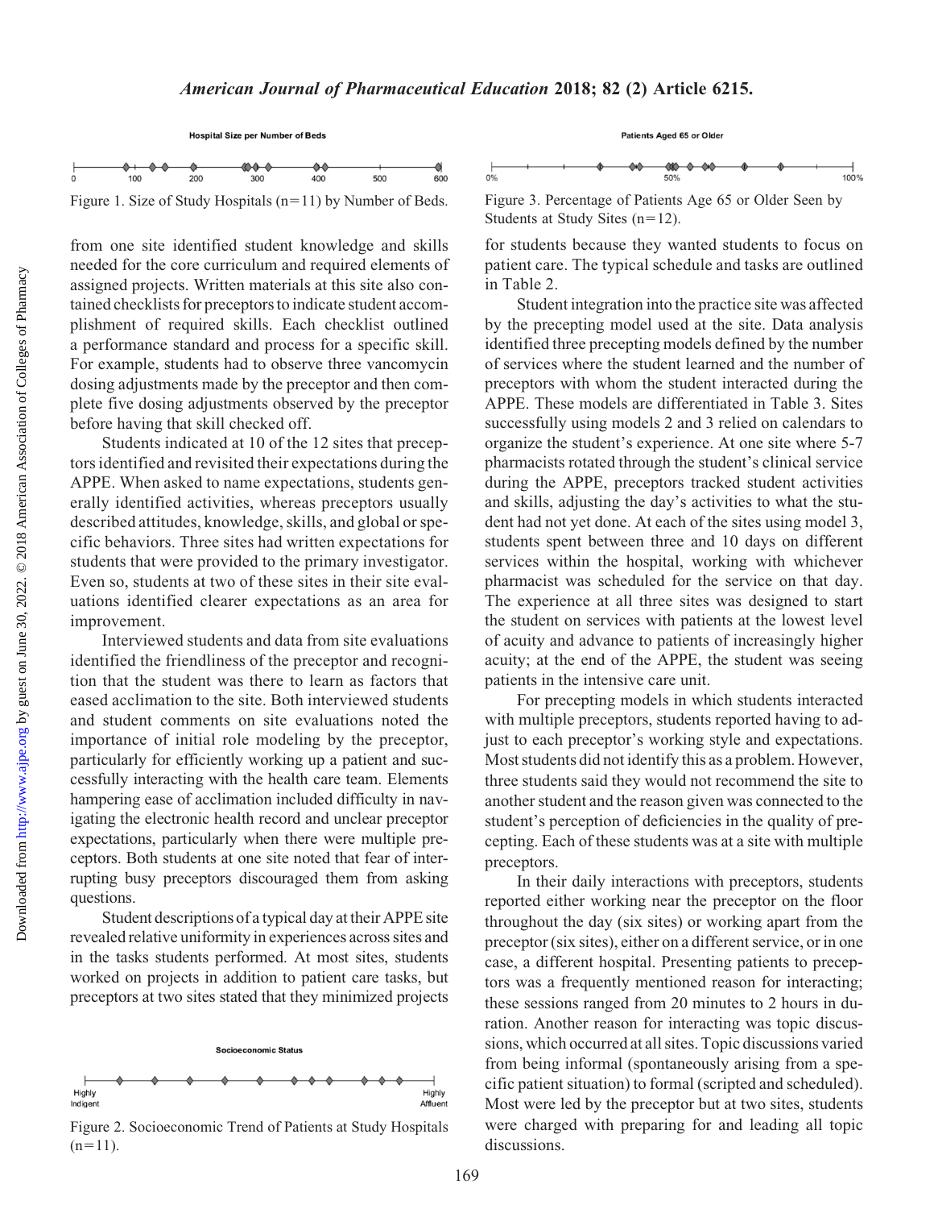Hospital Size per Number of Beds

0 100 200 300 400 500 600

Figure 1. Size of Study Hospitals (n=11) by Number of Beds.

from one site identified student knowledge and skills needed for the core curriculum and required elements of assigned projects. Written materials at this site also contained checklists for preceptors to indicate student accomplishment of required skills. Each checklist outlined a performance standard and process for a specific skill. For example, students had to observe three vancomycin dosing adjustments made by the preceptor and then complete five dosing adjustments observed by the preceptor before having that skill checked off.

Students indicated at 10 of the 12 sites that preceptors identified and revisited their expectations during the APPE. When asked to name expectations, students generally identified activities, whereas preceptors usually described attitudes, knowledge, skills, and global or specific behaviors. Three sites had written expectations for students that were provided to the primary investigator. Even so, students at two of these sites in their site evaluations identified clearer expectations as an area for improvement.

Interviewed students and data from site evaluations identified the friendliness of the preceptor and recognition that the student was there to learn as factors that eased acclimation to the site. Both interviewed students and student comments on site evaluations noted the importance of initial role modeling by the preceptor, particularly for efficiently working up a patient and successfully interacting with the health care team. Elements hampering ease of acclimation included difficulty in navigating the electronic health record and unclear preceptor expectations, particularly when there were multiple preceptors. Both students at one site noted that fear of interrupting busy preceptors discouraged them from asking questions.

Student descriptions of a typical day at their APPE site revealed relative uniformity in experiences across sites and in the tasks students performed. At most sites, students worked on projects in addition to patient care tasks, but preceptors at two sites stated that they minimized projects

Socioeconomic Status

Highly Indigent

Highly Affluent

Figure 2. Socioeconomic Trend of Patients at Study Hospitals (n=11).

Patients Aged 65 or Older

0% 50% 100%

Figure 3. Percentage of Patients Age 65 or Older Seen by Students at Study Sites (n=12).

for students because they wanted students to focus on patient care. The typical schedule and tasks are outlined in Table 2.

Student integration into the practice site was affected by the precepting model used at the site. Data analysis identified three precepting models defined by the number of services where the student learned and the number of preceptors with whom the student interacted during the APPE. These models are differentiated in Table 3. Sites successfully using models 2 and 3 relied on calendars to organize the student's experience. At one site where 5-7 pharmacists rotated through the student's clinical service during the APPE, preceptors tracked student activities and skills, adjusting the day's activities to what the student had not yet done. At each of the sites using model 3, students spent between three and 10 days on different services within the hospital, working with whichever pharmacist was scheduled for the service on that day. The experience at all three sites was designed to start the student on services with patients at the lowest level of acuity and advance to patients of increasingly higher acuity; at the end of the APPE, the student was seeing patients in the intensive care unit.

For precepting models in which students interacted with multiple preceptors, students reported having to adjust to each preceptor's working style and expectations. Most students did not identify this as a problem. However, three students said they would not recommend the site to another student and the reason given was connected to the student's perception of deficiencies in the quality of precepting. Each of these students was at a site with multiple preceptors.

In their daily interactions with preceptors, students reported either working near the preceptor on the floor throughout the day (six sites) or working apart from the preceptor (six sites), either on a different service, or in one case, a different hospital. Presenting patients to preceptors was a frequently mentioned reason for interacting; these sessions ranged from 20 minutes to 2 hours in duration. Another reason for interacting was topic discussions, which occurred at all sites. Topic discussions varied from being informal (spontaneously arising from a specific patient situation) to formal (scripted and scheduled). Most were led by the preceptor but at two sites, students were charged with preparing for and leading all topic discussions.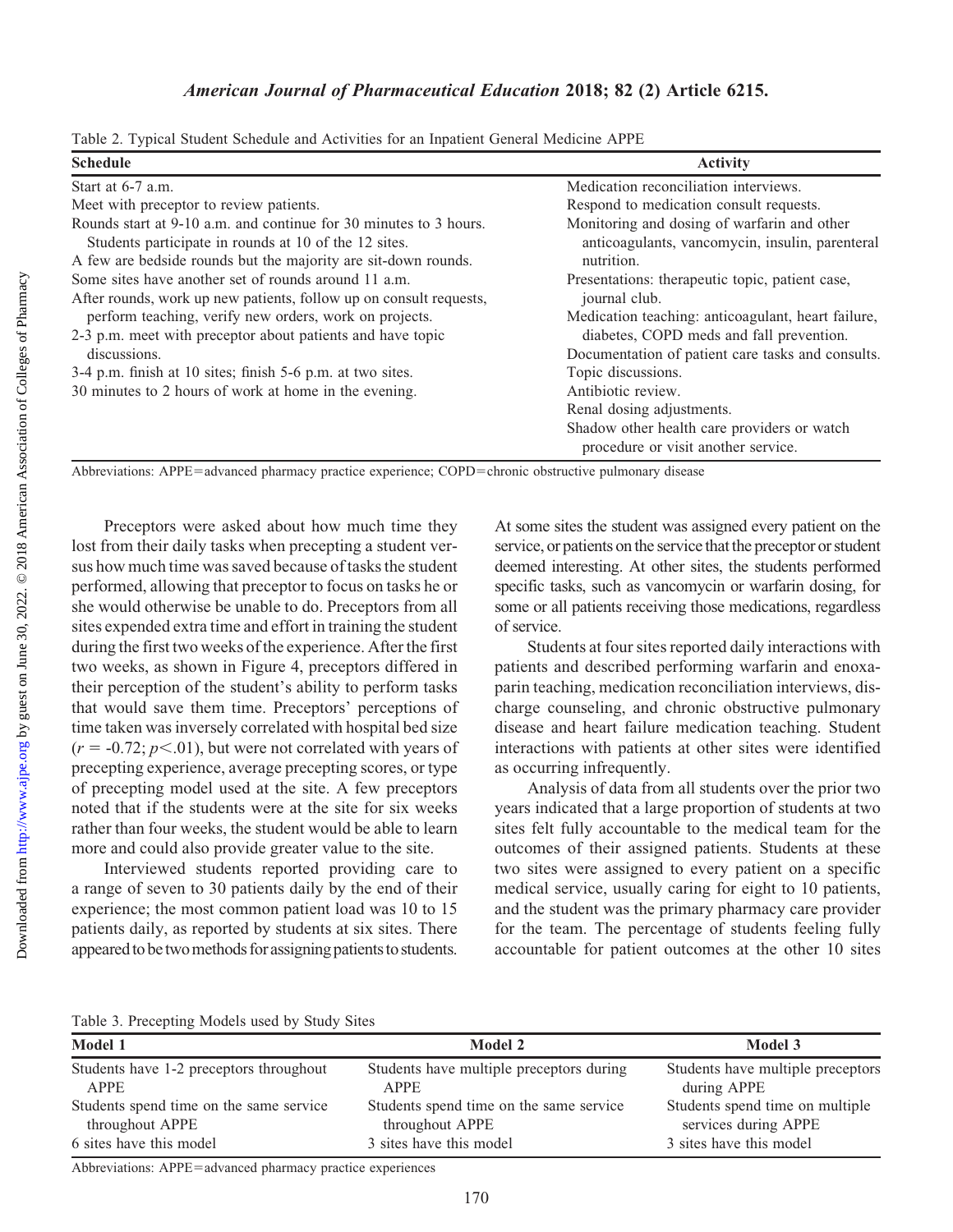Table 2. Typical Student Schedule and Activities for an Inpatient General Medicine APPE

| Schedule | Activity |
|---|---|
| Start at 6-7 a.m. | Medication reconciliation interviews. |
| Meet with preceptor to review patients. | Respond to medication consult requests. |
| Rounds start at 9-10 a.m. and continue for 30 minutes to 3 hours. Students participate in rounds at 10 of the 12 sites. | Monitoring and dosing of warfarin and other anticoagulants, vancomycin, insulin, parenteral nutrition. |
| A few are bedside rounds but the majority are sit-down rounds. | Presentations: therapeutic topic, patient case, journal club. |
| Some sites have another set of rounds around 11 a.m. | Medication teaching: anticoagulant, heart failure, diabetes, COPD meds and fall prevention. |
| After rounds, work up new patients, follow up on consult requests, perform teaching, verify new orders, work on projects. | Documentation of patient care tasks and consults. |
| 2-3 p.m. meet with preceptor about patients and have topic discussions. | Topic discussions. |
| 3-4 p.m. finish at 10 sites; finish 5-6 p.m. at two sites. | Antibiotic review. |
| 30 minutes to 2 hours of work at home in the evening. | Renal dosing adjustments. |
| | Shadow other health care providers or watch procedure or visit another service. |

Abbreviations: APPE=advanced pharmacy practice experience; COPD=chronic obstructive pulmonary disease

Preceptors were asked about how much time they lost from their daily tasks when precepting a student versus how much time was saved because of tasks the student performed, allowing that preceptor to focus on tasks he or she would otherwise be unable to do. Preceptors from all sites expended extra time and effort in training the student during the first two weeks of the experience. After the first two weeks, as shown in Figure 4, preceptors differed in their perception of the student's ability to perform tasks that would save them time. Preceptors' perceptions of time taken was inversely correlated with hospital bed size ($r = -0.72$; $p < .01$), but were not correlated with years of precepting experience, average precepting scores, or type of precepting model used at the site. A few preceptors noted that if the students were at the site for six weeks rather than four weeks, the student would be able to learn more and could also provide greater value to the site.

Interviewed students reported providing care to a range of seven to 30 patients daily by the end of their experience; the most common patient load was 10 to 15 patients daily, as reported by students at six sites. There appeared to be two methods for assigning patients to students. At some sites the student was assigned every patient on the service, or patients on the service that the preceptor or student deemed interesting. At other sites, the students performed specific tasks, such as vancomycin or warfarin dosing, for some or all patients receiving those medications, regardless of service.

Students at four sites reported daily interactions with patients and described performing warfarin and enoxaparin teaching, medication reconciliation interviews, discharge counseling, and chronic obstructive pulmonary disease and heart failure medication teaching. Student interactions with patients at other sites were identified as occurring infrequently.

Analysis of data from all students over the prior two years indicated that a large proportion of students at two sites felt fully accountable to the medical team for the outcomes of their assigned patients. Students at these two sites were assigned to every patient on a specific medical service, usually caring for eight to 10 patients, and the student was the primary pharmacy care provider for the team. The percentage of students feeling fully accountable for patient outcomes at the other 10 sites

Table 3. Precepting Models used by Study Sites

| Model 1 | Model 2 | Model 3 |
|---|---|---|
| Students have 1-2 preceptors throughout APPE | Students have multiple preceptors during APPE | Students have multiple preceptors during APPE |
| Students spend time on the same service throughout APPE | Students spend time on the same service throughout APPE | Students spend time on multiple services during APPE |
| 6 sites have this model | 3 sites have this model | 3 sites have this model |

Abbreviations: APPE=advanced pharmacy practice experiences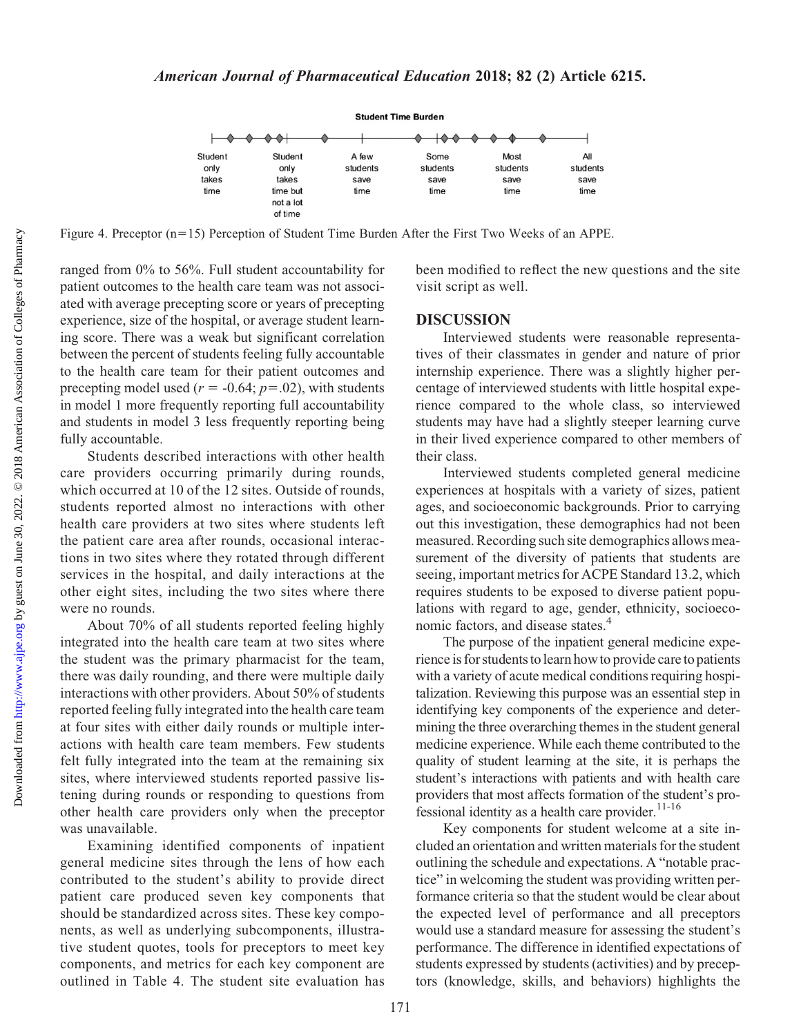Figure 4. Preceptor (n=15) Perception of Student Time Burden After the First Two Weeks of an APPE.

ranged from 0% to 56%. Full student accountability for patient outcomes to the health care team was not associated with average precepting score or years of precepting experience, size of the hospital, or average student learning score. There was a weak but significant correlation between the percent of students feeling fully accountable to the health care team for their patient outcomes and precepting model used ($r = -0.64$; $p=.02$), with students in model 1 more frequently reporting full accountability and students in model 3 less frequently reporting being fully accountable.

Students described interactions with other health care providers occurring primarily during rounds, which occurred at 10 of the 12 sites. Outside of rounds, students reported almost no interactions with other health care providers at two sites where students left the patient care area after rounds, occasional interactions in two sites where they rotated through different services in the hospital, and daily interactions at the other eight sites, including the two sites where there were no rounds.

About 70% of all students reported feeling highly integrated into the health care team at two sites where the student was the primary pharmacist for the team, there was daily rounding, and there were multiple daily interactions with other providers. About 50% of students reported feeling fully integrated into the health care team at four sites with either daily rounds or multiple interactions with health care team members. Few students felt fully integrated into the team at the remaining six sites, where interviewed students reported passive listening during rounds or responding to questions from other health care providers only when the preceptor was unavailable.

Examining identified components of inpatient general medicine sites through the lens of how each contributed to the student's ability to provide direct patient care produced seven key components that should be standardized across sites. These key components, as well as underlying subcomponents, illustrative student quotes, tools for preceptors to meet key components, and metrics for each key component are outlined in Table 4. The student site evaluation has been modified to reflect the new questions and the site visit script as well.

## DISCUSSION

Interviewed students were reasonable representatives of their classmates in gender and nature of prior internship experience. There was a slightly higher percentage of interviewed students with little hospital experience compared to the whole class, so interviewed students may have had a slightly steeper learning curve in their lived experience compared to other members of their class.

Interviewed students completed general medicine experiences at hospitals with a variety of sizes, patient ages, and socioeconomic backgrounds. Prior to carrying out this investigation, these demographics had not been measured. Recording such site demographics allows measurement of the diversity of patients that students are seeing, important metrics for ACPE Standard 13.2, which requires students to be exposed to diverse patient populations with regard to age, gender, ethnicity, socioeconomic factors, and disease states.[4]

The purpose of the inpatient general medicine experience is for students to learn how to provide care to patients with a variety of acute medical conditions requiring hospitalization. Reviewing this purpose was an essential step in identifying key components of the experience and determining the three overarching themes in the student general medicine experience. While each theme contributed to the quality of student learning at the site, it is perhaps the student's interactions with patients and with health care providers that most affects formation of the student's professional identity as a health care provider.[11-16]

Key components for student welcome at a site included an orientation and written materials for the student outlining the schedule and expectations. A "notable practice" in welcoming the student was providing written performance criteria so that the student would be clear about the expected level of performance and all preceptors would use a standard measure for assessing the student's performance. The difference in identified expectations of students expressed by students (activities) and by preceptors (knowledge, skills, and behaviors) highlights the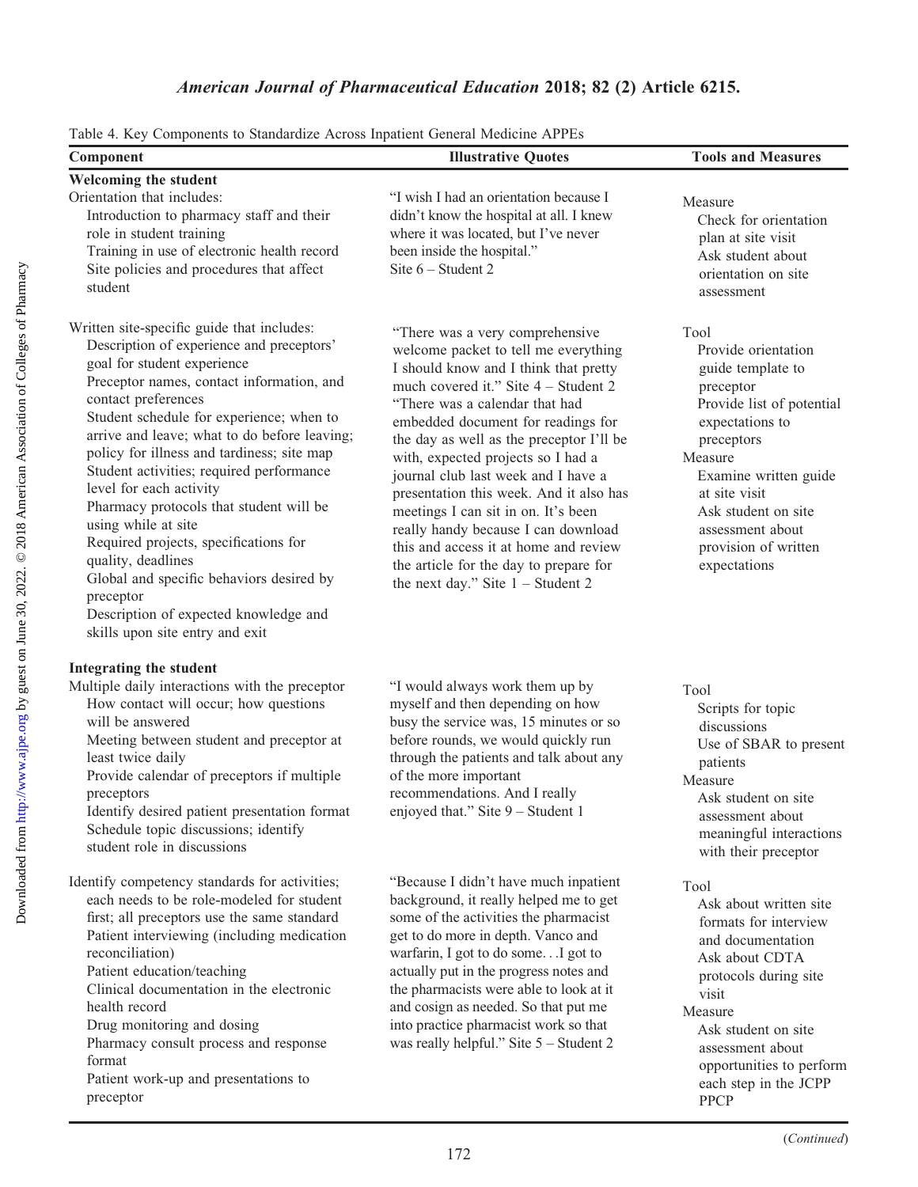Table 4. Key Components to Standardize Across Inpatient General Medicine APPEs

| Component | Illustrative Quotes | Tools and Measures |
|---|---|---|
| **Welcoming the student** | | |
| Orientation that includes:<br>Introduction to pharmacy staff and their role in student training<br>Training in use of electronic health record<br>Site policies and procedures that affect student | "I wish I had an orientation because I didn't know the hospital at all. I knew where it was located, but I've never been inside the hospital." Site 6 – Student 2 | Measure<br>Check for orientation plan at site visit<br>Ask student about orientation on site assessment |
| Written site-specific guide that includes:<br>Description of experience and preceptors' goal for student experience<br>Preceptor names, contact information, and contact preferences<br>Student schedule for experience; when to arrive and leave; what to do before leaving; policy for illness and tardiness; site map<br>Student activities; required performance level for each activity<br>Pharmacy protocols that student will be using while at site<br>Required projects, specifications for quality, deadlines<br>Global and specific behaviors desired by preceptor<br>Description of expected knowledge and skills upon site entry and exit | "There was a very comprehensive welcome packet to tell me everything I should know and I think that pretty much covered it." Site 4 – Student 2<br>"There was a calendar that had embedded document for readings for the day as well as the preceptor I'll be with, expected projects so I had a journal club last week and I have a presentation this week. And it also has meetings I can sit in on. It's been really handy because I can download this and access it at home and review the article for the day to prepare for the next day." Site 1 – Student 2 | Tool<br>Provide orientation guide template to preceptor<br>Provide list of potential expectations to preceptors<br>Measure<br>Examine written guide at site visit<br>Ask student on site assessment about provision of written expectations |
| **Integrating the student** | | |
| Multiple daily interactions with the preceptor<br>How contact will occur; how questions will be answered<br>Meeting between student and preceptor at least twice daily<br>Provide calendar of preceptors if multiple preceptors<br>Identify desired patient presentation format<br>Schedule topic discussions; identify student role in discussions | "I would always work them up by myself and then depending on how busy the service was, 15 minutes or so before rounds, we would quickly run through the patients and talk about any of the more important recommendations. And I really enjoyed that." Site 9 – Student 1 | Tool<br>Scripts for topic discussions<br>Use of SBAR to present patients<br>Measure<br>Ask student on site assessment about meaningful interactions with their preceptor |
| Identify competency standards for activities; each needs to be role-modeled for student first; all preceptors use the same standard<br>Patient interviewing (including medication reconciliation)<br>Patient education/teaching<br>Clinical documentation in the electronic health record<br>Drug monitoring and dosing<br>Pharmacy consult process and response format<br>Patient work-up and presentations to preceptor | "Because I didn't have much inpatient background, it really helped me to get some of the activities the pharmacist get to do more in depth. Vanco and warfarin, I got to do some. . .I got to actually put in the progress notes and the pharmacists were able to look at it and cosign as needed. So that put me into practice pharmacist work so that was really helpful." Site 5 – Student 2 | Tool<br>Ask about written site formats for interview and documentation<br>Ask about CDTA protocols during site visit<br>Measure<br>Ask student on site assessment about opportunities to perform each step in the JCPP PPCP |

(*Continued*)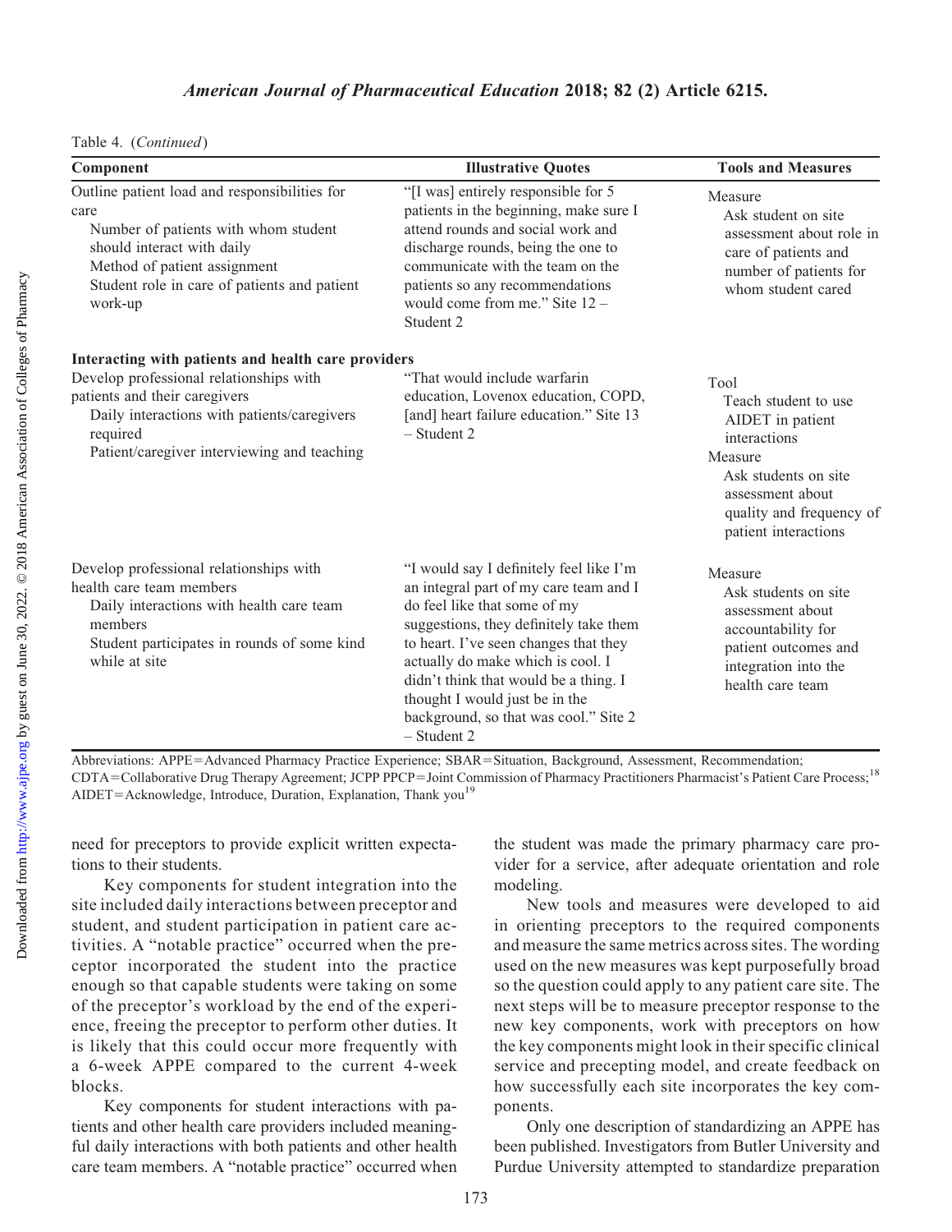Table 4. (*Continued*)

| Component | Illustrative Quotes | Tools and Measures |
|---|---|---|
| Outline patient load and responsibilities for care<br>Number of patients with whom student should interact with daily<br>Method of patient assignment<br>Student role in care of patients and patient work-up | "[I was] entirely responsible for 5 patients in the beginning, make sure I attend rounds and social work and discharge rounds, being the one to communicate with the team on the patients so any recommendations would come from me." Site 12 – Student 2 | Measure<br>Ask student on site assessment about role in care of patients and number of patients for whom student cared |
| **Interacting with patients and health care providers** | | |
| Develop professional relationships with patients and their caregivers<br>Daily interactions with patients/caregivers required<br>Patient/caregiver interviewing and teaching | "That would include warfarin education, Lovenox education, COPD, [and] heart failure education." Site 13 – Student 2 | Tool<br>Teach student to use AIDET in patient interactions<br>Measure<br>Ask students on site assessment about quality and frequency of patient interactions |
| Develop professional relationships with health care team members<br>Daily interactions with health care team members<br>Student participates in rounds of some kind while at site | "I would say I definitely feel like I'm an integral part of my care team and I do feel like that some of my suggestions, they definitely take them to heart. I've seen changes that they actually do make which is cool. I didn't think that would be a thing. I thought I would just be in the background, so that was cool." Site 2 – Student 2 | Measure<br>Ask students on site assessment about accountability for patient outcomes and integration into the health care team |

Abbreviations: APPE=Advanced Pharmacy Practice Experience; SBAR=Situation, Background, Assessment, Recommendation; CDTA=Collaborative Drug Therapy Agreement; JCPP PPCP=Joint Commission of Pharmacy Practitioners Pharmacist's Patient Care Process;[18] AIDET=Acknowledge, Introduce, Duration, Explanation, Thank you[19]

need for preceptors to provide explicit written expectations to their students.

Key components for student integration into the site included daily interactions between preceptor and student, and student participation in patient care activities. A "notable practice" occurred when the preceptor incorporated the student into the practice enough so that capable students were taking on some of the preceptor's workload by the end of the experience, freeing the preceptor to perform other duties. It is likely that this could occur more frequently with a 6-week APPE compared to the current 4-week blocks.

Key components for student interactions with patients and other health care providers included meaningful daily interactions with both patients and other health care team members. A "notable practice" occurred when the student was made the primary pharmacy care provider for a service, after adequate orientation and role modeling.

New tools and measures were developed to aid in orienting preceptors to the required components and measure the same metrics across sites. The wording used on the new measures was kept purposefully broad so the question could apply to any patient care site. The next steps will be to measure preceptor response to the new key components, work with preceptors on how the key components might look in their specific clinical service and precepting model, and create feedback on how successfully each site incorporates the key components.

Only one description of standardizing an APPE has been published. Investigators from Butler University and Purdue University attempted to standardize preparation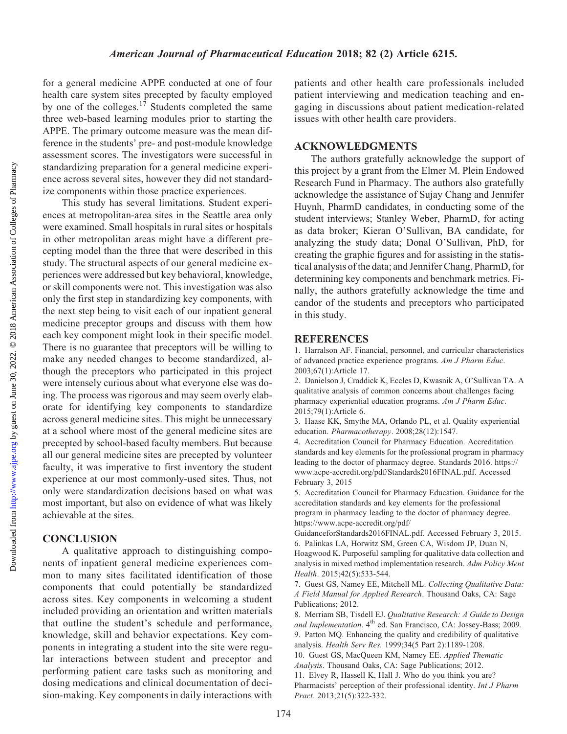for a general medicine APPE conducted at one of four health care system sites precepted by faculty employed by one of the colleges.[17] Students completed the same three web-based learning modules prior to starting the APPE. The primary outcome measure was the mean difference in the students' pre- and post-module knowledge assessment scores. The investigators were successful in standardizing preparation for a general medicine experience across several sites, however they did not standardize components within those practice experiences.

This study has several limitations. Student experiences at metropolitan-area sites in the Seattle area only were examined. Small hospitals in rural sites or hospitals in other metropolitan areas might have a different precepting model than the three that were described in this study. The structural aspects of our general medicine experiences were addressed but key behavioral, knowledge, or skill components were not. This investigation was also only the first step in standardizing key components, with the next step being to visit each of our inpatient general medicine preceptor groups and discuss with them how each key component might look in their specific model. There is no guarantee that preceptors will be willing to make any needed changes to become standardized, although the preceptors who participated in this project were intensely curious about what everyone else was doing. The process was rigorous and may seem overly elaborate for identifying key components to standardize across general medicine sites. This might be unnecessary at a school where most of the general medicine sites are precepted by school-based faculty members. But because all our general medicine sites are precepted by volunteer faculty, it was imperative to first inventory the student experience at our most commonly-used sites. Thus, not only were standardization decisions based on what was most important, but also on evidence of what was likely achievable at the sites.

## CONCLUSION

A qualitative approach to distinguishing components of inpatient general medicine experiences common to many sites facilitated identification of those components that could potentially be standardized across sites. Key components in welcoming a student included providing an orientation and written materials that outline the student's schedule and performance, knowledge, skill and behavior expectations. Key components in integrating a student into the site were regular interactions between student and preceptor and performing patient care tasks such as monitoring and dosing medications and clinical documentation of decision-making. Key components in daily interactions with patients and other health care professionals included patient interviewing and medication teaching and engaging in discussions about patient medication-related issues with other health care providers.

## ACKNOWLEDGMENTS

The authors gratefully acknowledge the support of this project by a grant from the Elmer M. Plein Endowed Research Fund in Pharmacy. The authors also gratefully acknowledge the assistance of Sujay Chang and Jennifer Huynh, PharmD candidates, in conducting some of the student interviews; Stanley Weber, PharmD, for acting as data broker; Kieran O'Sullivan, BA candidate, for analyzing the study data; Donal O'Sullivan, PhD, for creating the graphic figures and for assisting in the statistical analysis of the data; and Jennifer Chang, PharmD, for determining key components and benchmark metrics. Finally, the authors gratefully acknowledge the time and candor of the students and preceptors who participated in this study.

## REFERENCES

1. Harralson AF. Financial, personnel, and curricular characteristics of advanced practice experience programs. *Am J Pharm Educ*. 2003;67(1):Article 17.
2. Danielson J, Craddick K, Eccles D, Kwasnik A, O'Sullivan TA. A qualitative analysis of common concerns about challenges facing pharmacy experiential education programs. *Am J Pharm Educ*. 2015;79(1):Article 6.
3. Haase KK, Smythe MA, Orlando PL, et al. Quality experiential education. *Pharmacotherapy*. 2008;28(12):1547.
4. Accreditation Council for Pharmacy Education. Accreditation standards and key elements for the professional program in pharmacy leading to the doctor of pharmacy degree. Standards 2016. https://www.acpe-accredit.org/pdf/Standards2016FINAL.pdf. Accessed February 3, 2015
5. Accreditation Council for Pharmacy Education. Guidance for the accreditation standards and key elements for the professional program in pharmacy leading to the doctor of pharmacy degree. https://www.acpe-accredit.org/pdf/GuidanceforStandards2016FINAL.pdf. Accessed February 3, 2015.
6. Palinkas LA, Horwitz SM, Green CA, Wisdom JP, Duan N, Hoagwood K. Purposeful sampling for qualitative data collection and analysis in mixed method implementation research. *Adm Policy Ment Health*. 2015;42(5):533-544.
7. Guest GS, Namey EE, Mitchell ML. *Collecting Qualitative Data: A Field Manual for Applied Research*. Thousand Oaks, CA: Sage Publications; 2012.
8. Merriam SB, Tisdell EJ. *Qualitative Research: A Guide to Design and Implementation*. 4th ed. San Francisco, CA: Jossey-Bass; 2009.
9. Patton MQ. Enhancing the quality and credibility of qualitative analysis. *Health Serv Res.* 1999;34(5 Part 2):1189-1208.
10. Guest GS, MacQueen KM, Namey EE. *Applied Thematic Analysis*. Thousand Oaks, CA: Sage Publications; 2012.
11. Elvey R, Hassell K, Hall J. Who do you think you are? Pharmacists' perception of their professional identity. *Int J Pharm Pract*. 2013;21(5):322-332.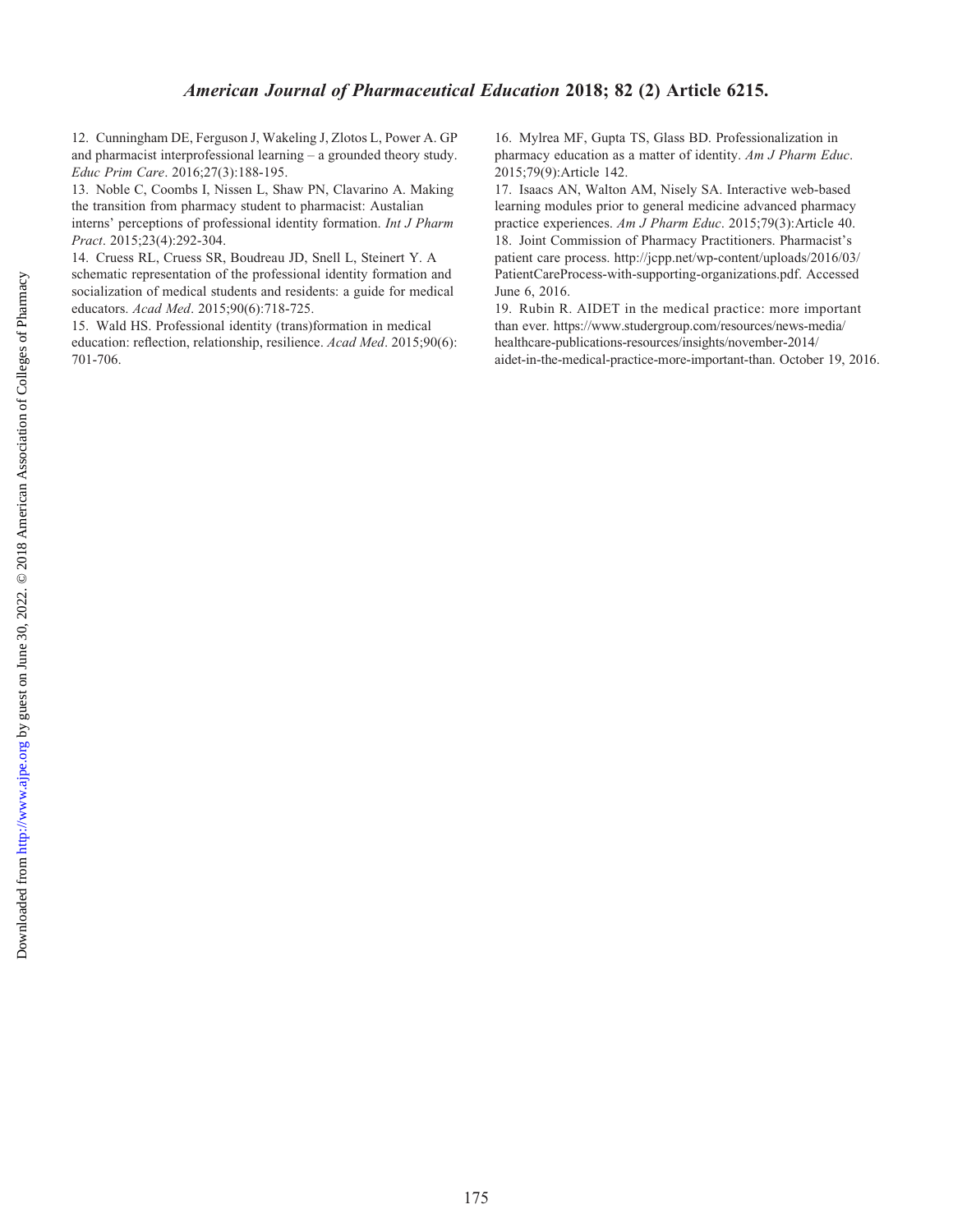12. Cunningham DE, Ferguson J, Wakeling J, Zlotos L, Power A. GP and pharmacist interprofessional learning – a grounded theory study. *Educ Prim Care*. 2016;27(3):188-195.

13. Noble C, Coombs I, Nissen L, Shaw PN, Clavarino A. Making the transition from pharmacy student to pharmacist: Austalian interns' perceptions of professional identity formation. *Int J Pharm Pract*. 2015;23(4):292-304.

14. Cruess RL, Cruess SR, Boudreau JD, Snell L, Steinert Y. A schematic representation of the professional identity formation and socialization of medical students and residents: a guide for medical educators. *Acad Med*. 2015;90(6):718-725.

15. Wald HS. Professional identity (trans)formation in medical education: reflection, relationship, resilience. *Acad Med*. 2015;90(6): 701-706.

16. Mylrea MF, Gupta TS, Glass BD. Professionalization in pharmacy education as a matter of identity. *Am J Pharm Educ*. 2015;79(9):Article 142.

17. Isaacs AN, Walton AM, Nisely SA. Interactive web-based learning modules prior to general medicine advanced pharmacy practice experiences. *Am J Pharm Educ*. 2015;79(3):Article 40.

18. Joint Commission of Pharmacy Practitioners. Pharmacist's patient care process. http://jcpp.net/wp-content/uploads/2016/03/PatientCareProcess-with-supporting-organizations.pdf. Accessed June 6, 2016.

19. Rubin R. AIDET in the medical practice: more important than ever. https://www.studergroup.com/resources/news-media/healthcare-publications-resources/insights/november-2014/aidet-in-the-medical-practice-more-important-than. October 19, 2016.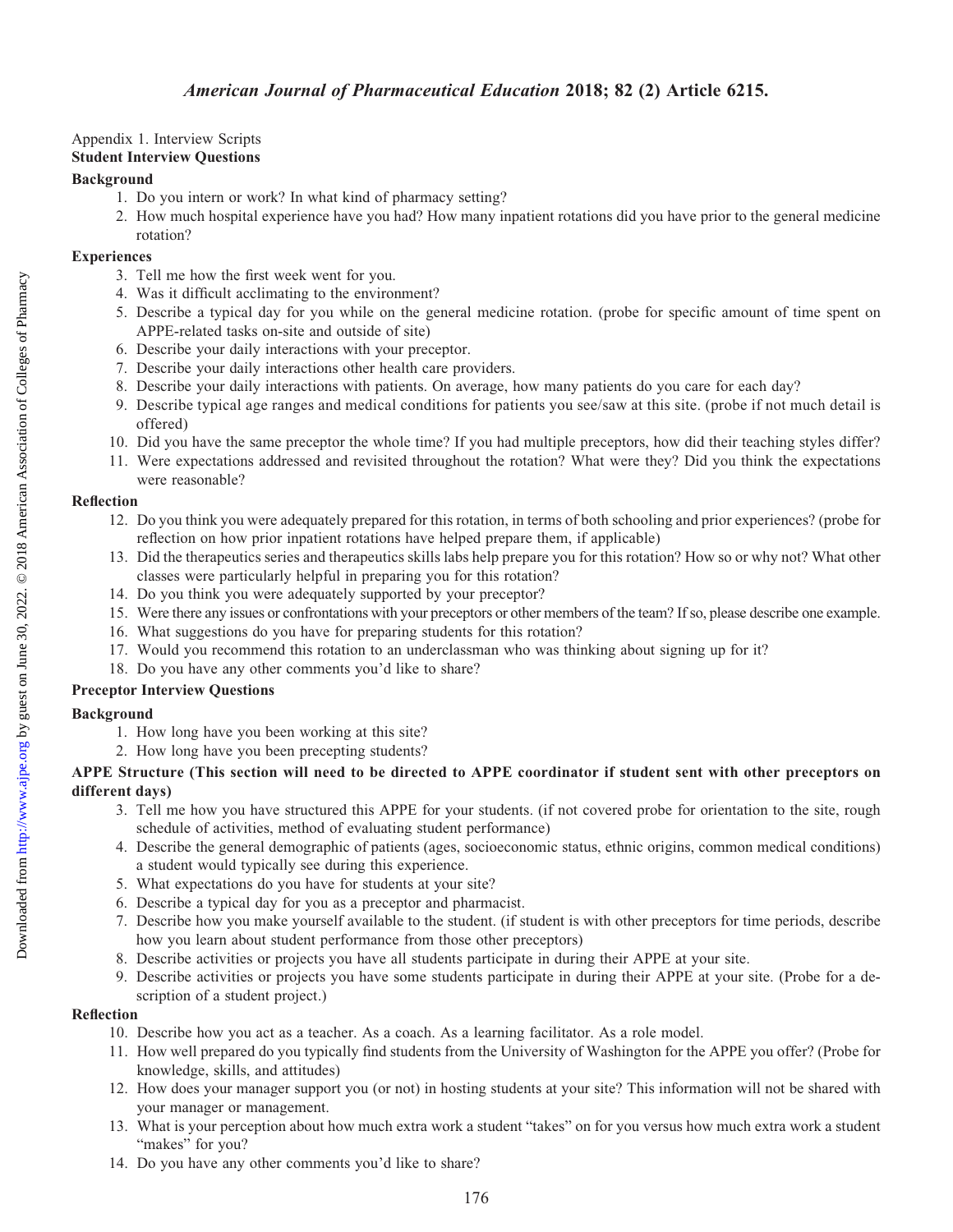Appendix 1. Interview Scripts

**Student Interview Questions**

**Background**

1. Do you intern or work? In what kind of pharmacy setting?
2. How much hospital experience have you had? How many inpatient rotations did you have prior to the general medicine rotation?

**Experiences**

3. Tell me how the first week went for you.
4. Was it difficult acclimating to the environment?
5. Describe a typical day for you while on the general medicine rotation. (probe for specific amount of time spent on APPE-related tasks on-site and outside of site)
6. Describe your daily interactions with your preceptor.
7. Describe your daily interactions other health care providers.
8. Describe your daily interactions with patients. On average, how many patients do you care for each day?
9. Describe typical age ranges and medical conditions for patients you see/saw at this site. (probe if not much detail is offered)
10. Did you have the same preceptor the whole time? If you had multiple preceptors, how did their teaching styles differ?
11. Were expectations addressed and revisited throughout the rotation? What were they? Did you think the expectations were reasonable?

**Reflection**

12. Do you think you were adequately prepared for this rotation, in terms of both schooling and prior experiences? (probe for reflection on how prior inpatient rotations have helped prepare them, if applicable)
13. Did the therapeutics series and therapeutics skills labs help prepare you for this rotation? How so or why not? What other classes were particularly helpful in preparing you for this rotation?
14. Do you think you were adequately supported by your preceptor?
15. Were there any issues or confrontations with your preceptors or other members of the team? If so, please describe one example.
16. What suggestions do you have for preparing students for this rotation?
17. Would you recommend this rotation to an underclassman who was thinking about signing up for it?
18. Do you have any other comments you'd like to share?

**Preceptor Interview Questions**

**Background**

1. How long have you been working at this site?
2. How long have you been precepting students?

**APPE Structure (This section will need to be directed to APPE coordinator if student sent with other preceptors on different days)**

3. Tell me how you have structured this APPE for your students. (if not covered probe for orientation to the site, rough schedule of activities, method of evaluating student performance)
4. Describe the general demographic of patients (ages, socioeconomic status, ethnic origins, common medical conditions) a student would typically see during this experience.
5. What expectations do you have for students at your site?
6. Describe a typical day for you as a preceptor and pharmacist.
7. Describe how you make yourself available to the student. (if student is with other preceptors for time periods, describe how you learn about student performance from those other preceptors)
8. Describe activities or projects you have all students participate in during their APPE at your site.
9. Describe activities or projects you have some students participate in during their APPE at your site. (Probe for a description of a student project.)

**Reflection**

10. Describe how you act as a teacher. As a coach. As a learning facilitator. As a role model.
11. How well prepared do you typically find students from the University of Washington for the APPE you offer? (Probe for knowledge, skills, and attitudes)
12. How does your manager support you (or not) in hosting students at your site? This information will not be shared with your manager or management.
13. What is your perception about how much extra work a student "takes" on for you versus how much extra work a student "makes" for you?
14. Do you have any other comments you'd like to share?